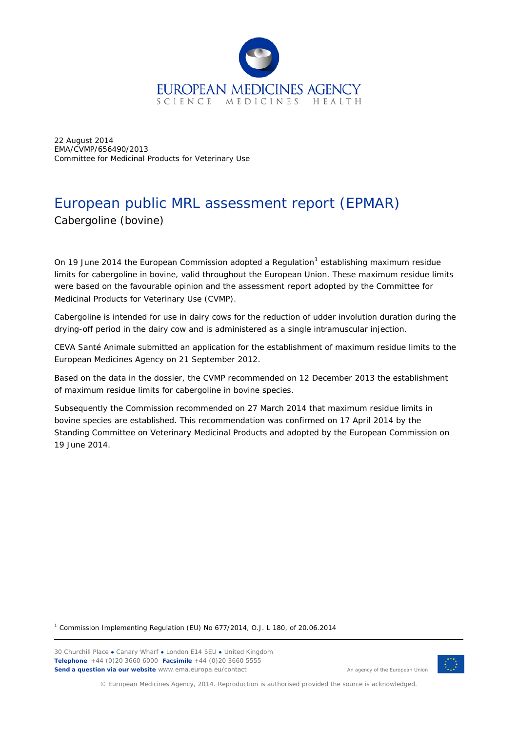22 August 2014
EMA/CVMP/656490/2013
Committee for Medicinal Products for Veterinary Use

# European public MRL assessment report (EPMAR)

## Cabergoline (bovine)

On 19 June 2014 the European Commission adopted a Regulation[1] establishing maximum residue limits for cabergoline in bovine, valid throughout the European Union. These maximum residue limits were based on the favourable opinion and the assessment report adopted by the Committee for Medicinal Products for Veterinary Use (CVMP).

Cabergoline is intended for use in dairy cows for the reduction of udder involution duration during the drying-off period in the dairy cow and is administered as a single intramuscular injection.

CEVA Santé Animale submitted an application for the establishment of maximum residue limits to the European Medicines Agency on 21 September 2012.

Based on the data in the dossier, the CVMP recommended on 12 December 2013 the establishment of maximum residue limits for cabergoline in bovine species.

Subsequently the Commission recommended on 27 March 2014 that maximum residue limits in bovine species are established. This recommendation was confirmed on 17 April 2014 by the Standing Committee on Veterinary Medicinal Products and adopted by the European Commission on 19 June 2014.

---

[1] Commission Implementing Regulation (EU) No 677/2014, O.J. L 180, of 20.06.2014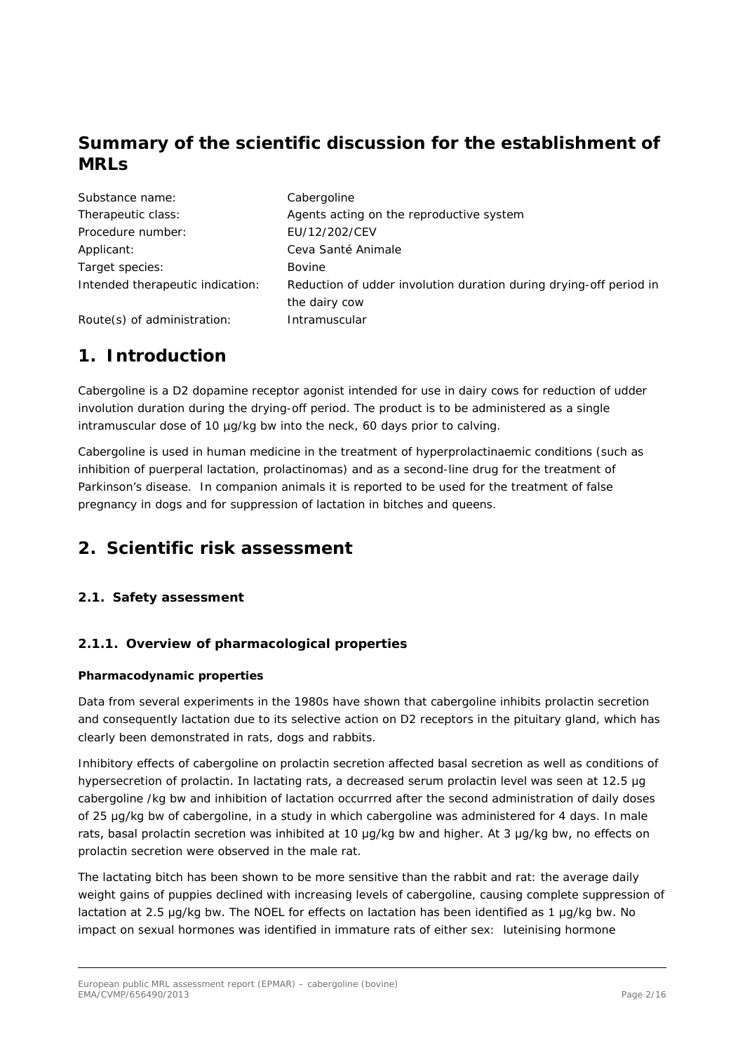## Summary of the scientific discussion for the establishment of MRLs

| | |
|---|---|
| Substance name: | Cabergoline |
| Therapeutic class: | Agents acting on the reproductive system |
| Procedure number: | EU/12/202/CEV |
| Applicant: | Ceva Santé Animale |
| Target species: | Bovine |
| Intended therapeutic indication: | Reduction of udder involution duration during drying-off period in the dairy cow |
| Route(s) of administration: | Intramuscular |

# 1. Introduction

Cabergoline is a D2 dopamine receptor agonist intended for use in dairy cows for reduction of udder involution duration during the drying-off period. The product is to be administered as a single intramuscular dose of 10 µg/kg bw into the neck, 60 days prior to calving.

Cabergoline is used in human medicine in the treatment of hyperprolactinaemic conditions (such as inhibition of puerperal lactation, prolactinomas) and as a second-line drug for the treatment of Parkinson's disease. In companion animals it is reported to be used for the treatment of false pregnancy in dogs and for suppression of lactation in bitches and queens.

# 2. Scientific risk assessment

## 2.1. Safety assessment

### 2.1.1. Overview of pharmacological properties

**Pharmacodynamic properties**

Data from several experiments in the 1980s have shown that cabergoline inhibits prolactin secretion and consequently lactation due to its selective action on D2 receptors in the pituitary gland, which has clearly been demonstrated in rats, dogs and rabbits.

Inhibitory effects of cabergoline on prolactin secretion affected basal secretion as well as conditions of hypersecretion of prolactin. In lactating rats, a decreased serum prolactin level was seen at 12.5 µg cabergoline /kg bw and inhibition of lactation occurrred after the second administration of daily doses of 25 µg/kg bw of cabergoline, in a study in which cabergoline was administered for 4 days. In male rats, basal prolactin secretion was inhibited at 10 µg/kg bw and higher. At 3 µg/kg bw, no effects on prolactin secretion were observed in the male rat.

The lactating bitch has been shown to be more sensitive than the rabbit and rat: the average daily weight gains of puppies declined with increasing levels of cabergoline, causing complete suppression of lactation at 2.5 µg/kg bw. The NOEL for effects on lactation has been identified as 1 µg/kg bw. No impact on sexual hormones was identified in immature rats of either sex: luteinising hormone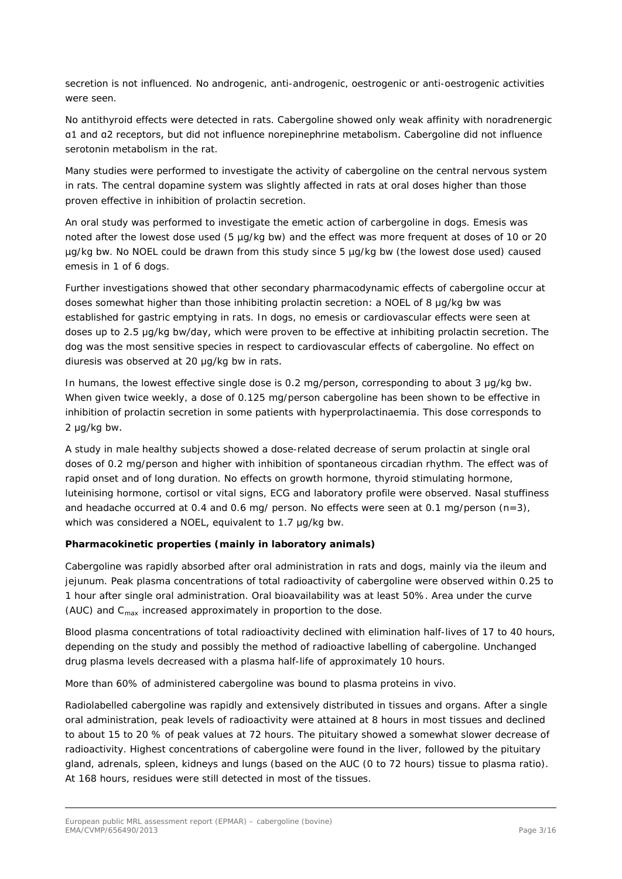secretion is not influenced. No androgenic, anti-androgenic, oestrogenic or anti-oestrogenic activities were seen.

No antithyroid effects were detected in rats. Cabergoline showed only weak affinity with noradrenergic α1 and α2 receptors, but did not influence norepinephrine metabolism. Cabergoline did not influence serotonin metabolism in the rat.

Many studies were performed to investigate the activity of cabergoline on the central nervous system in rats. The central dopamine system was slightly affected in rats at oral doses higher than those proven effective in inhibition of prolactin secretion.

An oral study was performed to investigate the emetic action of carbergoline in dogs. Emesis was noted after the lowest dose used (5 µg/kg bw) and the effect was more frequent at doses of 10 or 20 µg/kg bw. No NOEL could be drawn from this study since 5 µg/kg bw (the lowest dose used) caused emesis in 1 of 6 dogs.

Further investigations showed that other secondary pharmacodynamic effects of cabergoline occur at doses somewhat higher than those inhibiting prolactin secretion: a NOEL of 8 µg/kg bw was established for gastric emptying in rats. In dogs, no emesis or cardiovascular effects were seen at doses up to 2.5 µg/kg bw/day, which were proven to be effective at inhibiting prolactin secretion. The dog was the most sensitive species in respect to cardiovascular effects of cabergoline. No effect on diuresis was observed at 20 µg/kg bw in rats.

In humans, the lowest effective single dose is 0.2 mg/person, corresponding to about 3 µg/kg bw. When given twice weekly, a dose of 0.125 mg/person cabergoline has been shown to be effective in inhibition of prolactin secretion in some patients with hyperprolactinaemia. This dose corresponds to 2 µg/kg bw.

A study in male healthy subjects showed a dose-related decrease of serum prolactin at single oral doses of 0.2 mg/person and higher with inhibition of spontaneous circadian rhythm. The effect was of rapid onset and of long duration. No effects on growth hormone, thyroid stimulating hormone, luteinising hormone, cortisol or vital signs, ECG and laboratory profile were observed. Nasal stuffiness and headache occurred at 0.4 and 0.6 mg/ person. No effects were seen at 0.1 mg/person (n=3), which was considered a NOEL, equivalent to 1.7 µg/kg bw.

**Pharmacokinetic properties (mainly in laboratory animals)**

Cabergoline was rapidly absorbed after oral administration in rats and dogs, mainly via the ileum and jejunum. Peak plasma concentrations of total radioactivity of cabergoline were observed within 0.25 to 1 hour after single oral administration. Oral bioavailability was at least 50%. Area under the curve (AUC) and $C_{max}$ increased approximately in proportion to the dose.

Blood plasma concentrations of total radioactivity declined with elimination half-lives of 17 to 40 hours, depending on the study and possibly the method of radioactive labelling of cabergoline. Unchanged drug plasma levels decreased with a plasma half-life of approximately 10 hours.

More than 60% of administered cabergoline was bound to plasma proteins in vivo.

Radiolabelled cabergoline was rapidly and extensively distributed in tissues and organs. After a single oral administration, peak levels of radioactivity were attained at 8 hours in most tissues and declined to about 15 to 20 % of peak values at 72 hours. The pituitary showed a somewhat slower decrease of radioactivity. Highest concentrations of cabergoline were found in the liver, followed by the pituitary gland, adrenals, spleen, kidneys and lungs (based on the AUC (0 to 72 hours) tissue to plasma ratio). At 168 hours, residues were still detected in most of the tissues.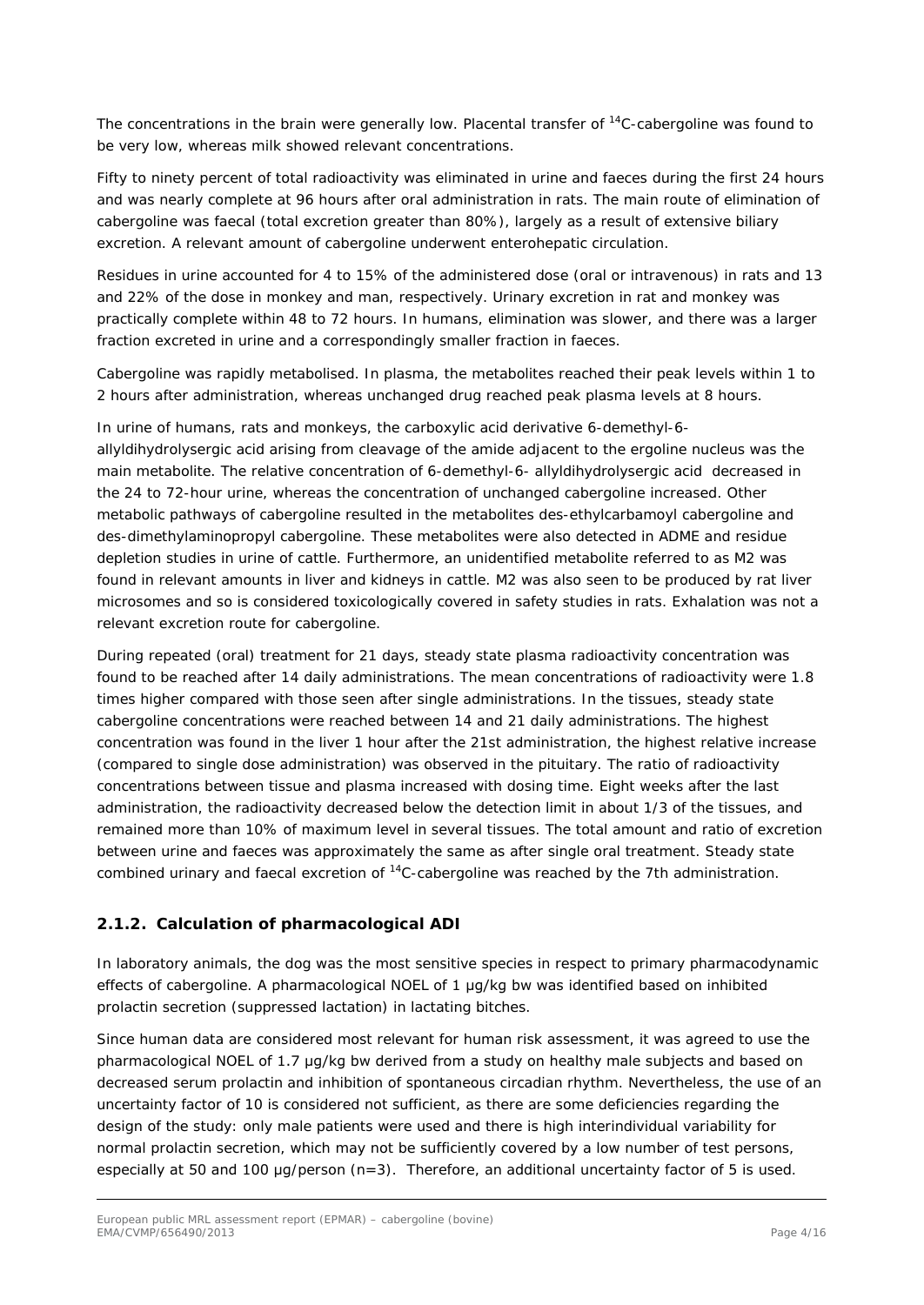The concentrations in the brain were generally low. Placental transfer of $^{14}C$-cabergoline was found to be very low, whereas milk showed relevant concentrations.

Fifty to ninety percent of total radioactivity was eliminated in urine and faeces during the first 24 hours and was nearly complete at 96 hours after oral administration in rats. The main route of elimination of cabergoline was faecal (total excretion greater than 80%), largely as a result of extensive biliary excretion. A relevant amount of cabergoline underwent enterohepatic circulation.

Residues in urine accounted for 4 to 15% of the administered dose (oral or intravenous) in rats and 13 and 22% of the dose in monkey and man, respectively. Urinary excretion in rat and monkey was practically complete within 48 to 72 hours. In humans, elimination was slower, and there was a larger fraction excreted in urine and a correspondingly smaller fraction in faeces.

Cabergoline was rapidly metabolised. In plasma, the metabolites reached their peak levels within 1 to 2 hours after administration, whereas unchanged drug reached peak plasma levels at 8 hours.

In urine of humans, rats and monkeys, the carboxylic acid derivative 6-demethyl-6-allyldihydrolysergic acid arising from cleavage of the amide adjacent to the ergoline nucleus was the main metabolite. The relative concentration of 6-demethyl-6- allyldihydrolysergic acid decreased in the 24 to 72-hour urine, whereas the concentration of unchanged cabergoline increased. Other metabolic pathways of cabergoline resulted in the metabolites des-ethylcarbamoyl cabergoline and des-dimethylaminopropyl cabergoline. These metabolites were also detected in ADME and residue depletion studies in urine of cattle. Furthermore, an unidentified metabolite referred to as M2 was found in relevant amounts in liver and kidneys in cattle. M2 was also seen to be produced by rat liver microsomes and so is considered toxicologically covered in safety studies in rats. Exhalation was not a relevant excretion route for cabergoline.

During repeated (oral) treatment for 21 days, steady state plasma radioactivity concentration was found to be reached after 14 daily administrations. The mean concentrations of radioactivity were 1.8 times higher compared with those seen after single administrations. In the tissues, steady state cabergoline concentrations were reached between 14 and 21 daily administrations. The highest concentration was found in the liver 1 hour after the 21st administration, the highest relative increase (compared to single dose administration) was observed in the pituitary. The ratio of radioactivity concentrations between tissue and plasma increased with dosing time. Eight weeks after the last administration, the radioactivity decreased below the detection limit in about 1/3 of the tissues, and remained more than 10% of maximum level in several tissues. The total amount and ratio of excretion between urine and faeces was approximately the same as after single oral treatment. Steady state combined urinary and faecal excretion of $^{14}C$-cabergoline was reached by the 7th administration.

### 2.1.2. Calculation of pharmacological ADI

In laboratory animals, the dog was the most sensitive species in respect to primary pharmacodynamic effects of cabergoline. A pharmacological NOEL of 1 µg/kg bw was identified based on inhibited prolactin secretion (suppressed lactation) in lactating bitches.

Since human data are considered most relevant for human risk assessment, it was agreed to use the pharmacological NOEL of 1.7 µg/kg bw derived from a study on healthy male subjects and based on decreased serum prolactin and inhibition of spontaneous circadian rhythm. Nevertheless, the use of an uncertainty factor of 10 is considered not sufficient, as there are some deficiencies regarding the design of the study: only male patients were used and there is high interindividual variability for normal prolactin secretion, which may not be sufficiently covered by a low number of test persons, especially at 50 and 100 µg/person (n=3). Therefore, an additional uncertainty factor of 5 is used.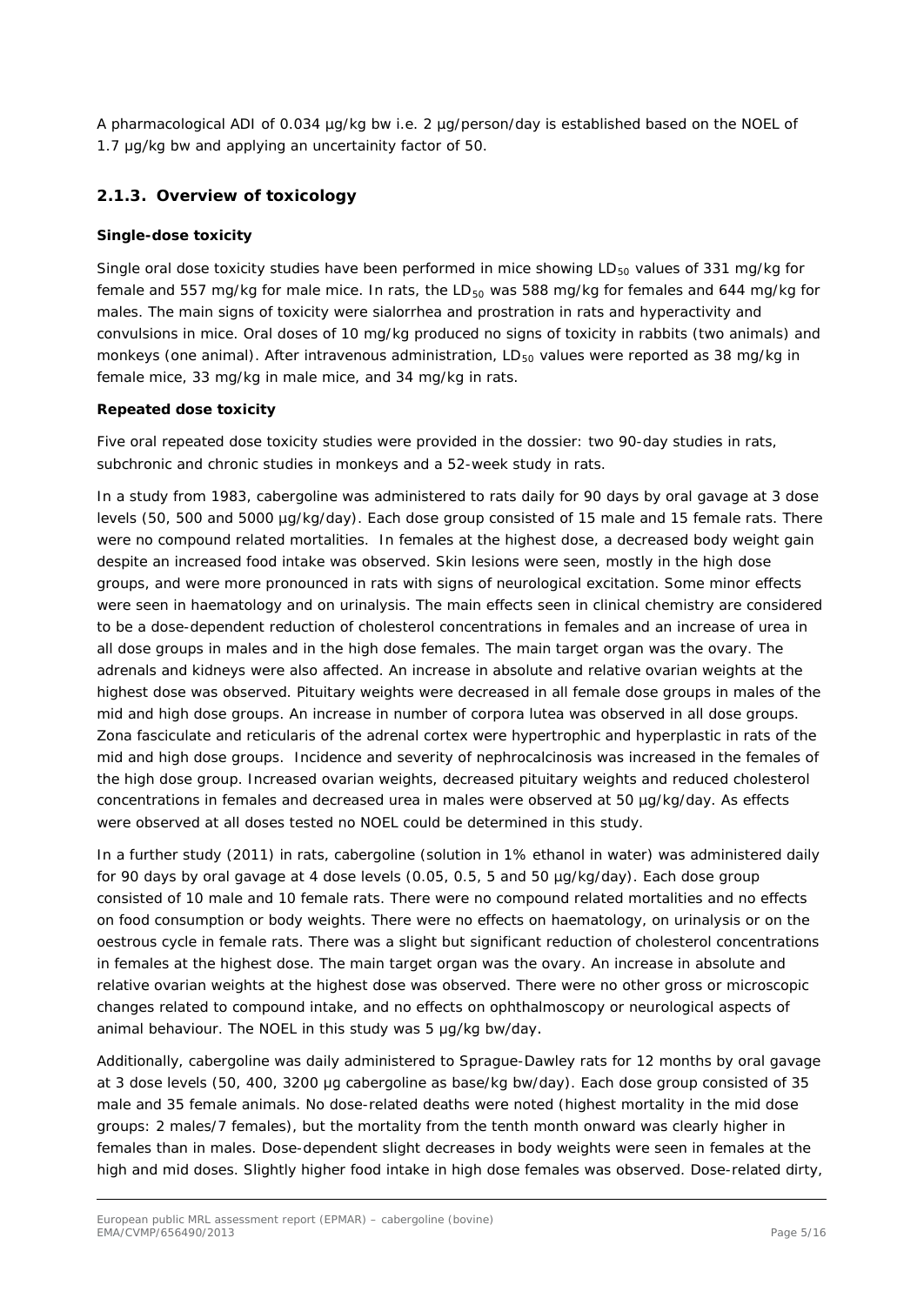A pharmacological ADI of 0.034 µg/kg bw i.e. 2 µg/person/day is established based on the NOEL of 1.7 µg/kg bw and applying an uncertainity factor of 50.

### 2.1.3. Overview of toxicology

**Single-dose toxicity**

Single oral dose toxicity studies have been performed in mice showing $LD_{50}$ values of 331 mg/kg for female and 557 mg/kg for male mice. In rats, the $LD_{50}$ was 588 mg/kg for females and 644 mg/kg for males. The main signs of toxicity were sialorrhea and prostration in rats and hyperactivity and convulsions in mice. Oral doses of 10 mg/kg produced no signs of toxicity in rabbits (two animals) and monkeys (one animal). After intravenous administration, $LD_{50}$ values were reported as 38 mg/kg in female mice, 33 mg/kg in male mice, and 34 mg/kg in rats.

**Repeated dose toxicity**

Five oral repeated dose toxicity studies were provided in the dossier: two 90-day studies in rats, subchronic and chronic studies in monkeys and a 52-week study in rats.

In a study from 1983, cabergoline was administered to rats daily for 90 days by oral gavage at 3 dose levels (50, 500 and 5000 µg/kg/day). Each dose group consisted of 15 male and 15 female rats. There were no compound related mortalities. In females at the highest dose, a decreased body weight gain despite an increased food intake was observed. Skin lesions were seen, mostly in the high dose groups, and were more pronounced in rats with signs of neurological excitation. Some minor effects were seen in haematology and on urinalysis. The main effects seen in clinical chemistry are considered to be a dose-dependent reduction of cholesterol concentrations in females and an increase of urea in all dose groups in males and in the high dose females. The main target organ was the ovary. The adrenals and kidneys were also affected. An increase in absolute and relative ovarian weights at the highest dose was observed. Pituitary weights were decreased in all female dose groups in males of the mid and high dose groups. An increase in number of corpora lutea was observed in all dose groups. Zona fasciculate and reticularis of the adrenal cortex were hypertrophic and hyperplastic in rats of the mid and high dose groups. Incidence and severity of nephrocalcinosis was increased in the females of the high dose group. Increased ovarian weights, decreased pituitary weights and reduced cholesterol concentrations in females and decreased urea in males were observed at 50 µg/kg/day. As effects were observed at all doses tested no NOEL could be determined in this study.

In a further study (2011) in rats, cabergoline (solution in 1% ethanol in water) was administered daily for 90 days by oral gavage at 4 dose levels (0.05, 0.5, 5 and 50 µg/kg/day). Each dose group consisted of 10 male and 10 female rats. There were no compound related mortalities and no effects on food consumption or body weights. There were no effects on haematology, on urinalysis or on the oestrous cycle in female rats. There was a slight but significant reduction of cholesterol concentrations in females at the highest dose. The main target organ was the ovary. An increase in absolute and relative ovarian weights at the highest dose was observed. There were no other gross or microscopic changes related to compound intake, and no effects on ophthalmoscopy or neurological aspects of animal behaviour. The NOEL in this study was 5 µg/kg bw/day.

Additionally, cabergoline was daily administered to Sprague-Dawley rats for 12 months by oral gavage at 3 dose levels (50, 400, 3200 µg cabergoline as base/kg bw/day). Each dose group consisted of 35 male and 35 female animals. No dose-related deaths were noted (highest mortality in the mid dose groups: 2 males/7 females), but the mortality from the tenth month onward was clearly higher in females than in males. Dose-dependent slight decreases in body weights were seen in females at the high and mid doses. Slightly higher food intake in high dose females was observed. Dose-related dirty,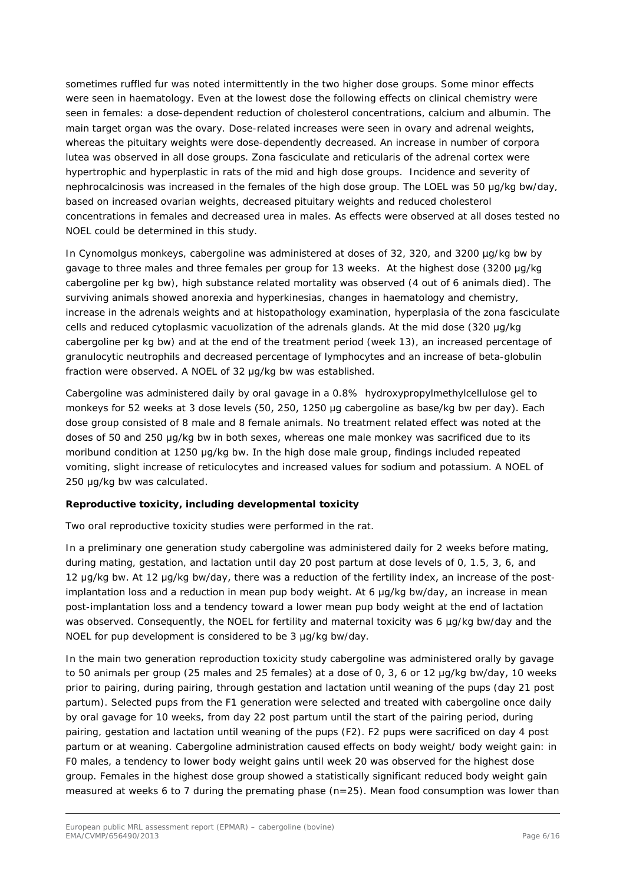sometimes ruffled fur was noted intermittently in the two higher dose groups. Some minor effects were seen in haematology. Even at the lowest dose the following effects on clinical chemistry were seen in females: a dose-dependent reduction of cholesterol concentrations, calcium and albumin. The main target organ was the ovary. Dose-related increases were seen in ovary and adrenal weights, whereas the pituitary weights were dose-dependently decreased. An increase in number of corpora lutea was observed in all dose groups. Zona fasciculate and reticularis of the adrenal cortex were hypertrophic and hyperplastic in rats of the mid and high dose groups. Incidence and severity of nephrocalcinosis was increased in the females of the high dose group. The LOEL was 50 µg/kg bw/day, based on increased ovarian weights, decreased pituitary weights and reduced cholesterol concentrations in females and decreased urea in males. As effects were observed at all doses tested no NOEL could be determined in this study.

In Cynomolgus monkeys, cabergoline was administered at doses of 32, 320, and 3200 µg/kg bw by gavage to three males and three females per group for 13 weeks. At the highest dose (3200 µg/kg cabergoline per kg bw), high substance related mortality was observed (4 out of 6 animals died). The surviving animals showed anorexia and hyperkinesias, changes in haematology and chemistry, increase in the adrenals weights and at histopathology examination, hyperplasia of the zona fasciculate cells and reduced cytoplasmic vacuolization of the adrenals glands. At the mid dose (320 µg/kg cabergoline per kg bw) and at the end of the treatment period (week 13), an increased percentage of granulocytic neutrophils and decreased percentage of lymphocytes and an increase of beta-globulin fraction were observed. A NOEL of 32 µg/kg bw was established.

Cabergoline was administered daily by oral gavage in a 0.8% hydroxypropylmethylcellulose gel to monkeys for 52 weeks at 3 dose levels (50, 250, 1250 µg cabergoline as base/kg bw per day). Each dose group consisted of 8 male and 8 female animals. No treatment related effect was noted at the doses of 50 and 250 µg/kg bw in both sexes, whereas one male monkey was sacrificed due to its moribund condition at 1250 µg/kg bw. In the high dose male group, findings included repeated vomiting, slight increase of reticulocytes and increased values for sodium and potassium. A NOEL of 250 µg/kg bw was calculated.

**Reproductive toxicity, including developmental toxicity**

Two oral reproductive toxicity studies were performed in the rat.

In a preliminary one generation study cabergoline was administered daily for 2 weeks before mating, during mating, gestation, and lactation until day 20 post partum at dose levels of 0, 1.5, 3, 6, and 12 µg/kg bw. At 12 µg/kg bw/day, there was a reduction of the fertility index, an increase of the post-implantation loss and a reduction in mean pup body weight. At 6 µg/kg bw/day, an increase in mean post-implantation loss and a tendency toward a lower mean pup body weight at the end of lactation was observed. Consequently, the NOEL for fertility and maternal toxicity was 6 µg/kg bw/day and the NOEL for pup development is considered to be 3 µg/kg bw/day.

In the main two generation reproduction toxicity study cabergoline was administered orally by gavage to 50 animals per group (25 males and 25 females) at a dose of 0, 3, 6 or 12 µg/kg bw/day, 10 weeks prior to pairing, during pairing, through gestation and lactation until weaning of the pups (day 21 post partum). Selected pups from the F1 generation were selected and treated with cabergoline once daily by oral gavage for 10 weeks, from day 22 post partum until the start of the pairing period, during pairing, gestation and lactation until weaning of the pups (F2). F2 pups were sacrificed on day 4 post partum or at weaning. Cabergoline administration caused effects on body weight/ body weight gain: in F0 males, a tendency to lower body weight gains until week 20 was observed for the highest dose group. Females in the highest dose group showed a statistically significant reduced body weight gain measured at weeks 6 to 7 during the premating phase (n=25). Mean food consumption was lower than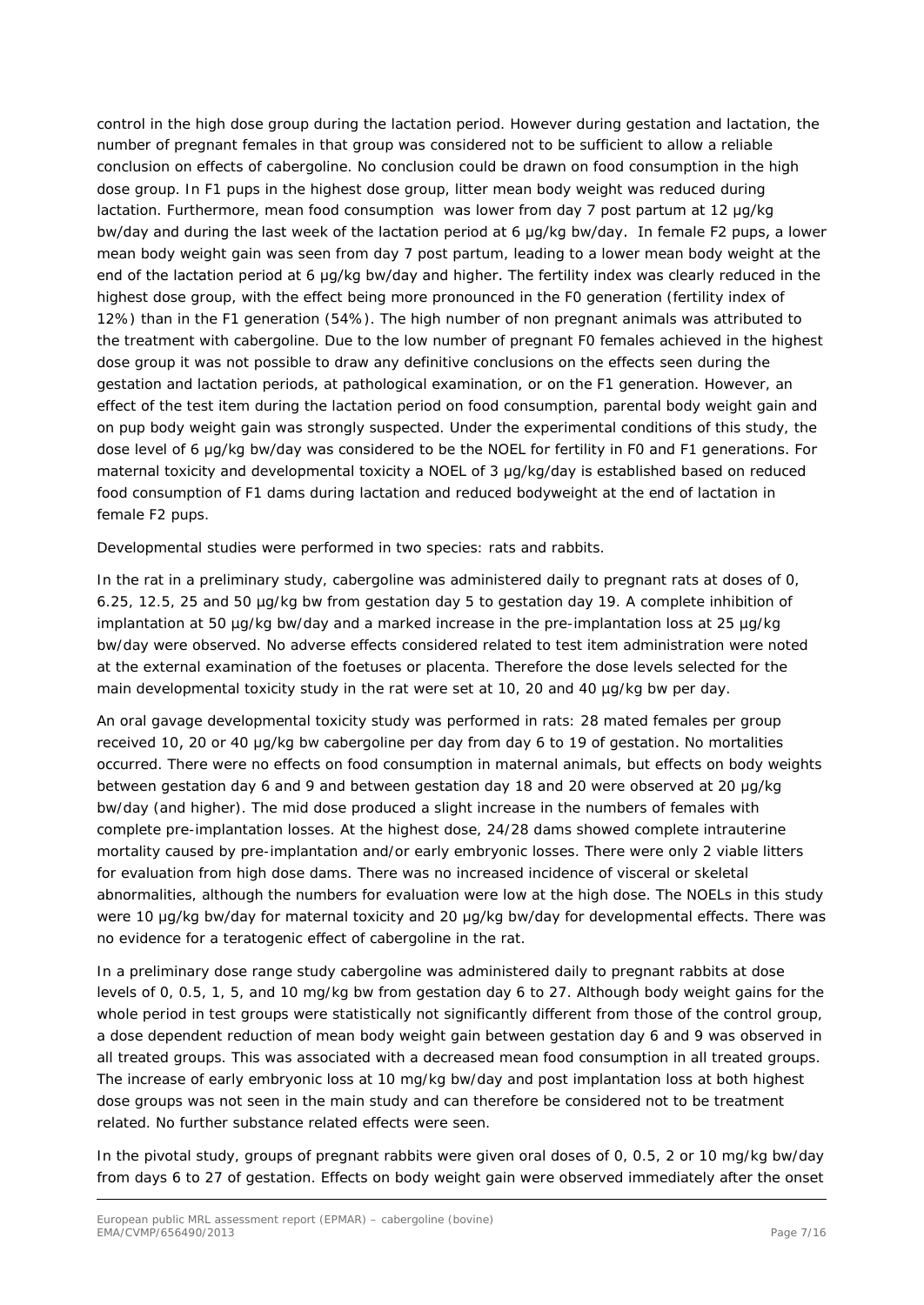control in the high dose group during the lactation period. However during gestation and lactation, the number of pregnant females in that group was considered not to be sufficient to allow a reliable conclusion on effects of cabergoline. No conclusion could be drawn on food consumption in the high dose group. In F1 pups in the highest dose group, litter mean body weight was reduced during lactation. Furthermore, mean food consumption was lower from day 7 post partum at 12 µg/kg bw/day and during the last week of the lactation period at 6 µg/kg bw/day. In female F2 pups, a lower mean body weight gain was seen from day 7 post partum, leading to a lower mean body weight at the end of the lactation period at 6 µg/kg bw/day and higher. The fertility index was clearly reduced in the highest dose group, with the effect being more pronounced in the F0 generation (fertility index of 12%) than in the F1 generation (54%). The high number of non pregnant animals was attributed to the treatment with cabergoline. Due to the low number of pregnant F0 females achieved in the highest dose group it was not possible to draw any definitive conclusions on the effects seen during the gestation and lactation periods, at pathological examination, or on the F1 generation. However, an effect of the test item during the lactation period on food consumption, parental body weight gain and on pup body weight gain was strongly suspected. Under the experimental conditions of this study, the dose level of 6 µg/kg bw/day was considered to be the NOEL for fertility in F0 and F1 generations. For maternal toxicity and developmental toxicity a NOEL of 3 µg/kg/day is established based on reduced food consumption of F1 dams during lactation and reduced bodyweight at the end of lactation in female F2 pups.

Developmental studies were performed in two species: rats and rabbits.

In the rat in a preliminary study, cabergoline was administered daily to pregnant rats at doses of 0, 6.25, 12.5, 25 and 50 µg/kg bw from gestation day 5 to gestation day 19. A complete inhibition of implantation at 50 µg/kg bw/day and a marked increase in the pre-implantation loss at 25 µg/kg bw/day were observed. No adverse effects considered related to test item administration were noted at the external examination of the foetuses or placenta. Therefore the dose levels selected for the main developmental toxicity study in the rat were set at 10, 20 and 40 µg/kg bw per day.

An oral gavage developmental toxicity study was performed in rats: 28 mated females per group received 10, 20 or 40 µg/kg bw cabergoline per day from day 6 to 19 of gestation. No mortalities occurred. There were no effects on food consumption in maternal animals, but effects on body weights between gestation day 6 and 9 and between gestation day 18 and 20 were observed at 20 µg/kg bw/day (and higher). The mid dose produced a slight increase in the numbers of females with complete pre-implantation losses. At the highest dose, 24/28 dams showed complete intrauterine mortality caused by pre-implantation and/or early embryonic losses. There were only 2 viable litters for evaluation from high dose dams. There was no increased incidence of visceral or skeletal abnormalities, although the numbers for evaluation were low at the high dose. The NOELs in this study were 10 µg/kg bw/day for maternal toxicity and 20 µg/kg bw/day for developmental effects. There was no evidence for a teratogenic effect of cabergoline in the rat.

In a preliminary dose range study cabergoline was administered daily to pregnant rabbits at dose levels of 0, 0.5, 1, 5, and 10 mg/kg bw from gestation day 6 to 27. Although body weight gains for the whole period in test groups were statistically not significantly different from those of the control group, a dose dependent reduction of mean body weight gain between gestation day 6 and 9 was observed in all treated groups. This was associated with a decreased mean food consumption in all treated groups. The increase of early embryonic loss at 10 mg/kg bw/day and post implantation loss at both highest dose groups was not seen in the main study and can therefore be considered not to be treatment related. No further substance related effects were seen.

In the pivotal study, groups of pregnant rabbits were given oral doses of 0, 0.5, 2 or 10 mg/kg bw/day from days 6 to 27 of gestation. Effects on body weight gain were observed immediately after the onset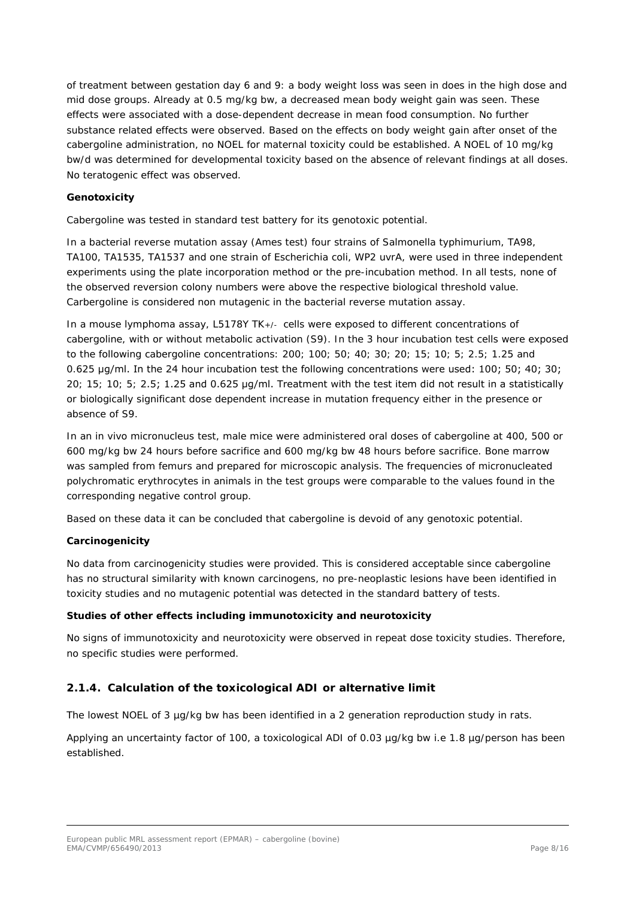of treatment between gestation day 6 and 9: a body weight loss was seen in does in the high dose and mid dose groups. Already at 0.5 mg/kg bw, a decreased mean body weight gain was seen. These effects were associated with a dose-dependent decrease in mean food consumption. No further substance related effects were observed. Based on the effects on body weight gain after onset of the cabergoline administration, no NOEL for maternal toxicity could be established. A NOEL of 10 mg/kg bw/d was determined for developmental toxicity based on the absence of relevant findings at all doses. No teratogenic effect was observed.

**Genotoxicity**

Cabergoline was tested in standard test battery for its genotoxic potential.

In a bacterial reverse mutation assay (Ames test) four strains of Salmonella typhimurium, TA98, TA100, TA1535, TA1537 and one strain of Escherichia coli, WP2 uvrA, were used in three independent experiments using the plate incorporation method or the pre-incubation method. In all tests, none of the observed reversion colony numbers were above the respective biological threshold value. Carbergoline is considered non mutagenic in the bacterial reverse mutation assay.

In a mouse lymphoma assay, L5178Y $TK_{+/-}$ cells were exposed to different concentrations of cabergoline, with or without metabolic activation (S9). In the 3 hour incubation test cells were exposed to the following cabergoline concentrations: 200; 100; 50; 40; 30; 20; 15; 10; 5; 2.5; 1.25 and 0.625 µg/ml. In the 24 hour incubation test the following concentrations were used: 100; 50; 40; 30; 20; 15; 10; 5; 2.5; 1.25 and 0.625 µg/ml. Treatment with the test item did not result in a statistically or biologically significant dose dependent increase in mutation frequency either in the presence or absence of S9.

In an in vivo micronucleus test, male mice were administered oral doses of cabergoline at 400, 500 or 600 mg/kg bw 24 hours before sacrifice and 600 mg/kg bw 48 hours before sacrifice. Bone marrow was sampled from femurs and prepared for microscopic analysis. The frequencies of micronucleated polychromatic erythrocytes in animals in the test groups were comparable to the values found in the corresponding negative control group.

Based on these data it can be concluded that cabergoline is devoid of any genotoxic potential.

**Carcinogenicity**

No data from carcinogenicity studies were provided. This is considered acceptable since cabergoline has no structural similarity with known carcinogens, no pre-neoplastic lesions have been identified in toxicity studies and no mutagenic potential was detected in the standard battery of tests.

**Studies of other effects including immunotoxicity and neurotoxicity**

No signs of immunotoxicity and neurotoxicity were observed in repeat dose toxicity studies. Therefore, no specific studies were performed.

### 2.1.4. Calculation of the toxicological ADI or alternative limit

The lowest NOEL of 3 µg/kg bw has been identified in a 2 generation reproduction study in rats.

Applying an uncertainty factor of 100, a toxicological ADI of 0.03 µg/kg bw i.e 1.8 µg/person has been established.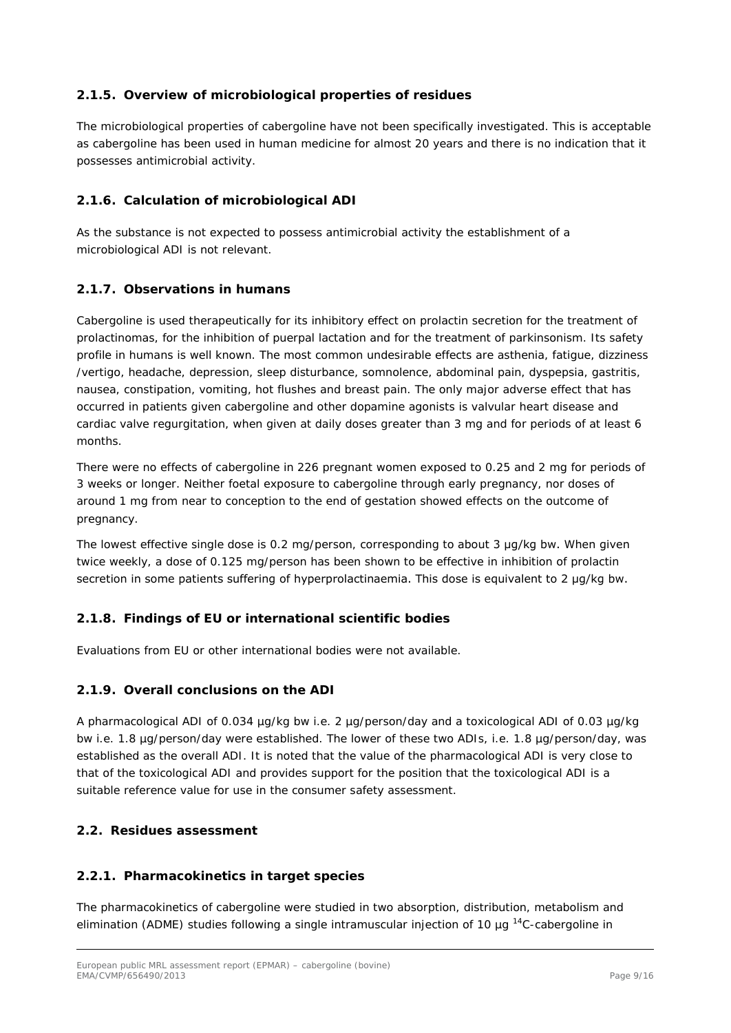### 2.1.5. Overview of microbiological properties of residues

The microbiological properties of cabergoline have not been specifically investigated. This is acceptable as cabergoline has been used in human medicine for almost 20 years and there is no indication that it possesses antimicrobial activity.

### 2.1.6. Calculation of microbiological ADI

As the substance is not expected to possess antimicrobial activity the establishment of a microbiological ADI is not relevant.

### 2.1.7. Observations in humans

Cabergoline is used therapeutically for its inhibitory effect on prolactin secretion for the treatment of prolactinomas, for the inhibition of puerpal lactation and for the treatment of parkinsonism. Its safety profile in humans is well known. The most common undesirable effects are asthenia, fatigue, dizziness /vertigo, headache, depression, sleep disturbance, somnolence, abdominal pain, dyspepsia, gastritis, nausea, constipation, vomiting, hot flushes and breast pain. The only major adverse effect that has occurred in patients given cabergoline and other dopamine agonists is valvular heart disease and cardiac valve regurgitation, when given at daily doses greater than 3 mg and for periods of at least 6 months.

There were no effects of cabergoline in 226 pregnant women exposed to 0.25 and 2 mg for periods of 3 weeks or longer. Neither foetal exposure to cabergoline through early pregnancy, nor doses of around 1 mg from near to conception to the end of gestation showed effects on the outcome of pregnancy.

The lowest effective single dose is 0.2 mg/person, corresponding to about 3 µg/kg bw. When given twice weekly, a dose of 0.125 mg/person has been shown to be effective in inhibition of prolactin secretion in some patients suffering of hyperprolactinaemia. This dose is equivalent to 2 µg/kg bw.

### 2.1.8. Findings of EU or international scientific bodies

Evaluations from EU or other international bodies were not available.

### 2.1.9. Overall conclusions on the ADI

A pharmacological ADI of 0.034 µg/kg bw i.e. 2 µg/person/day and a toxicological ADI of 0.03 µg/kg bw i.e. 1.8 µg/person/day were established. The lower of these two ADIs, i.e. 1.8 µg/person/day, was established as the overall ADI. It is noted that the value of the pharmacological ADI is very close to that of the toxicological ADI and provides support for the position that the toxicological ADI is a suitable reference value for use in the consumer safety assessment.

## 2.2. Residues assessment

### 2.2.1. Pharmacokinetics in target species

The pharmacokinetics of cabergoline were studied in two absorption, distribution, metabolism and elimination (ADME) studies following a single intramuscular injection of 10 µg $^{14}$C-cabergoline in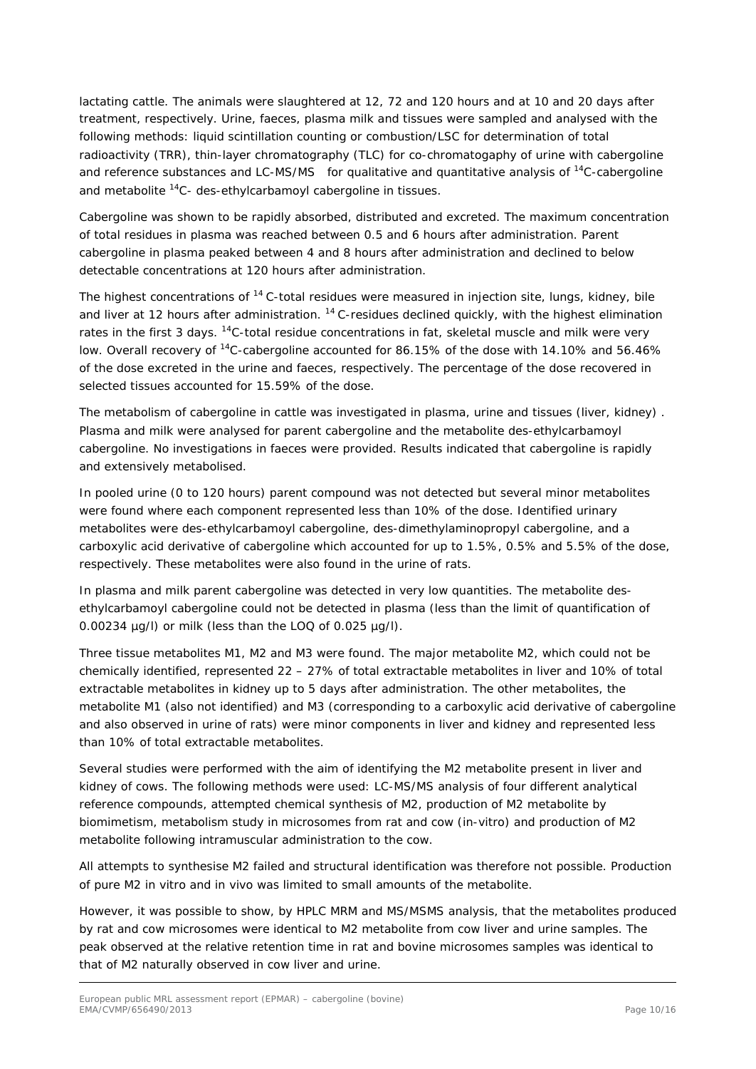lactating cattle. The animals were slaughtered at 12, 72 and 120 hours and at 10 and 20 days after treatment, respectively. Urine, faeces, plasma milk and tissues were sampled and analysed with the following methods: liquid scintillation counting or combustion/LSC for determination of total radioactivity (TRR), thin-layer chromatography (TLC) for co-chromatogaphy of urine with cabergoline and reference substances and LC-MS/MS for qualitative and quantitative analysis of $^{14}$C-cabergoline and metabolite $^{14}$C- des-ethylcarbamoyl cabergoline in tissues.

Cabergoline was shown to be rapidly absorbed, distributed and excreted. The maximum concentration of total residues in plasma was reached between 0.5 and 6 hours after administration. Parent cabergoline in plasma peaked between 4 and 8 hours after administration and declined to below detectable concentrations at 120 hours after administration.

The highest concentrations of $^{14}$C-total residues were measured in injection site, lungs, kidney, bile and liver at 12 hours after administration. $^{14}$C-residues declined quickly, with the highest elimination rates in the first 3 days. $^{14}$C-total residue concentrations in fat, skeletal muscle and milk were very low. Overall recovery of $^{14}$C-cabergoline accounted for 86.15% of the dose with 14.10% and 56.46% of the dose excreted in the urine and faeces, respectively. The percentage of the dose recovered in selected tissues accounted for 15.59% of the dose.

The metabolism of cabergoline in cattle was investigated in plasma, urine and tissues (liver, kidney) . Plasma and milk were analysed for parent cabergoline and the metabolite des-ethylcarbamoyl cabergoline. No investigations in faeces were provided. Results indicated that cabergoline is rapidly and extensively metabolised.

In pooled urine (0 to 120 hours) parent compound was not detected but several minor metabolites were found where each component represented less than 10% of the dose. Identified urinary metabolites were des-ethylcarbamoyl cabergoline, des-dimethylaminopropyl cabergoline, and a carboxylic acid derivative of cabergoline which accounted for up to 1.5%, 0.5% and 5.5% of the dose, respectively. These metabolites were also found in the urine of rats.

In plasma and milk parent cabergoline was detected in very low quantities. The metabolite des-ethylcarbamoyl cabergoline could not be detected in plasma (less than the limit of quantification of 0.00234 µg/l) or milk (less than the LOQ of 0.025 µg/l).

Three tissue metabolites M1, M2 and M3 were found. The major metabolite M2, which could not be chemically identified, represented 22 – 27% of total extractable metabolites in liver and 10% of total extractable metabolites in kidney up to 5 days after administration. The other metabolites, the metabolite M1 (also not identified) and M3 (corresponding to a carboxylic acid derivative of cabergoline and also observed in urine of rats) were minor components in liver and kidney and represented less than 10% of total extractable metabolites.

Several studies were performed with the aim of identifying the M2 metabolite present in liver and kidney of cows. The following methods were used: LC-MS/MS analysis of four different analytical reference compounds, attempted chemical synthesis of M2, production of M2 metabolite by biomimetism, metabolism study in microsomes from rat and cow (in-vitro) and production of M2 metabolite following intramuscular administration to the cow.

All attempts to synthesise M2 failed and structural identification was therefore not possible. Production of pure M2 in vitro and in vivo was limited to small amounts of the metabolite.

However, it was possible to show, by HPLC MRM and MS/MSMS analysis, that the metabolites produced by rat and cow microsomes were identical to M2 metabolite from cow liver and urine samples. The peak observed at the relative retention time in rat and bovine microsomes samples was identical to that of M2 naturally observed in cow liver and urine.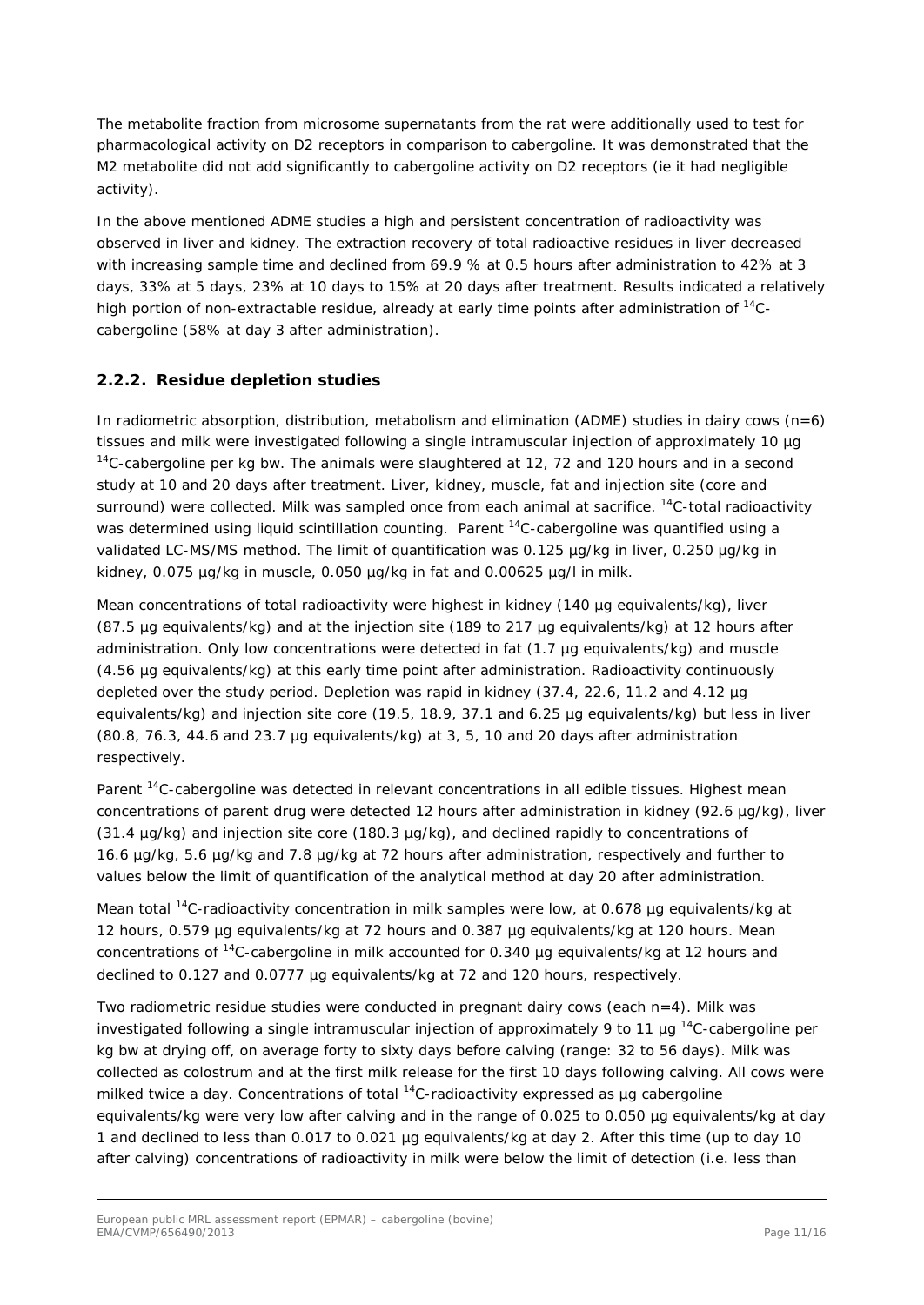The metabolite fraction from microsome supernatants from the rat were additionally used to test for pharmacological activity on D2 receptors in comparison to cabergoline. It was demonstrated that the M2 metabolite did not add significantly to cabergoline activity on D2 receptors (ie it had negligible activity).

In the above mentioned ADME studies a high and persistent concentration of radioactivity was observed in liver and kidney. The extraction recovery of total radioactive residues in liver decreased with increasing sample time and declined from 69.9 % at 0.5 hours after administration to 42% at 3 days, 33% at 5 days, 23% at 10 days to 15% at 20 days after treatment. Results indicated a relatively high portion of non-extractable residue, already at early time points after administration of $^{14}$C-cabergoline (58% at day 3 after administration).

### 2.2.2. Residue depletion studies

In radiometric absorption, distribution, metabolism and elimination (ADME) studies in dairy cows (n=6) tissues and milk were investigated following a single intramuscular injection of approximately 10 µg $^{14}$C-cabergoline per kg bw. The animals were slaughtered at 12, 72 and 120 hours and in a second study at 10 and 20 days after treatment. Liver, kidney, muscle, fat and injection site (core and surround) were collected. Milk was sampled once from each animal at sacrifice. $^{14}$C-total radioactivity was determined using liquid scintillation counting. Parent $^{14}$C-cabergoline was quantified using a validated LC-MS/MS method. The limit of quantification was 0.125 µg/kg in liver, 0.250 µg/kg in kidney, 0.075 µg/kg in muscle, 0.050 µg/kg in fat and 0.00625 µg/l in milk.

Mean concentrations of total radioactivity were highest in kidney (140 µg equivalents/kg), liver (87.5 µg equivalents/kg) and at the injection site (189 to 217 µg equivalents/kg) at 12 hours after administration. Only low concentrations were detected in fat (1.7 µg equivalents/kg) and muscle (4.56 µg equivalents/kg) at this early time point after administration. Radioactivity continuously depleted over the study period. Depletion was rapid in kidney (37.4, 22.6, 11.2 and 4.12 µg equivalents/kg) and injection site core (19.5, 18.9, 37.1 and 6.25 µg equivalents/kg) but less in liver (80.8, 76.3, 44.6 and 23.7 µg equivalents/kg) at 3, 5, 10 and 20 days after administration respectively.

Parent $^{14}$C-cabergoline was detected in relevant concentrations in all edible tissues. Highest mean concentrations of parent drug were detected 12 hours after administration in kidney (92.6 µg/kg), liver (31.4 µg/kg) and injection site core (180.3 µg/kg), and declined rapidly to concentrations of 16.6 µg/kg, 5.6 µg/kg and 7.8 µg/kg at 72 hours after administration, respectively and further to values below the limit of quantification of the analytical method at day 20 after administration.

Mean total $^{14}$C-radioactivity concentration in milk samples were low, at 0.678 µg equivalents/kg at 12 hours, 0.579 µg equivalents/kg at 72 hours and 0.387 µg equivalents/kg at 120 hours. Mean concentrations of $^{14}$C-cabergoline in milk accounted for 0.340 µg equivalents/kg at 12 hours and declined to 0.127 and 0.0777 µg equivalents/kg at 72 and 120 hours, respectively.

Two radiometric residue studies were conducted in pregnant dairy cows (each n=4). Milk was investigated following a single intramuscular injection of approximately 9 to 11 µg $^{14}$C-cabergoline per kg bw at drying off, on average forty to sixty days before calving (range: 32 to 56 days). Milk was collected as colostrum and at the first milk release for the first 10 days following calving. All cows were milked twice a day. Concentrations of total $^{14}$C-radioactivity expressed as µg cabergoline equivalents/kg were very low after calving and in the range of 0.025 to 0.050 µg equivalents/kg at day 1 and declined to less than 0.017 to 0.021 µg equivalents/kg at day 2. After this time (up to day 10 after calving) concentrations of radioactivity in milk were below the limit of detection (i.e. less than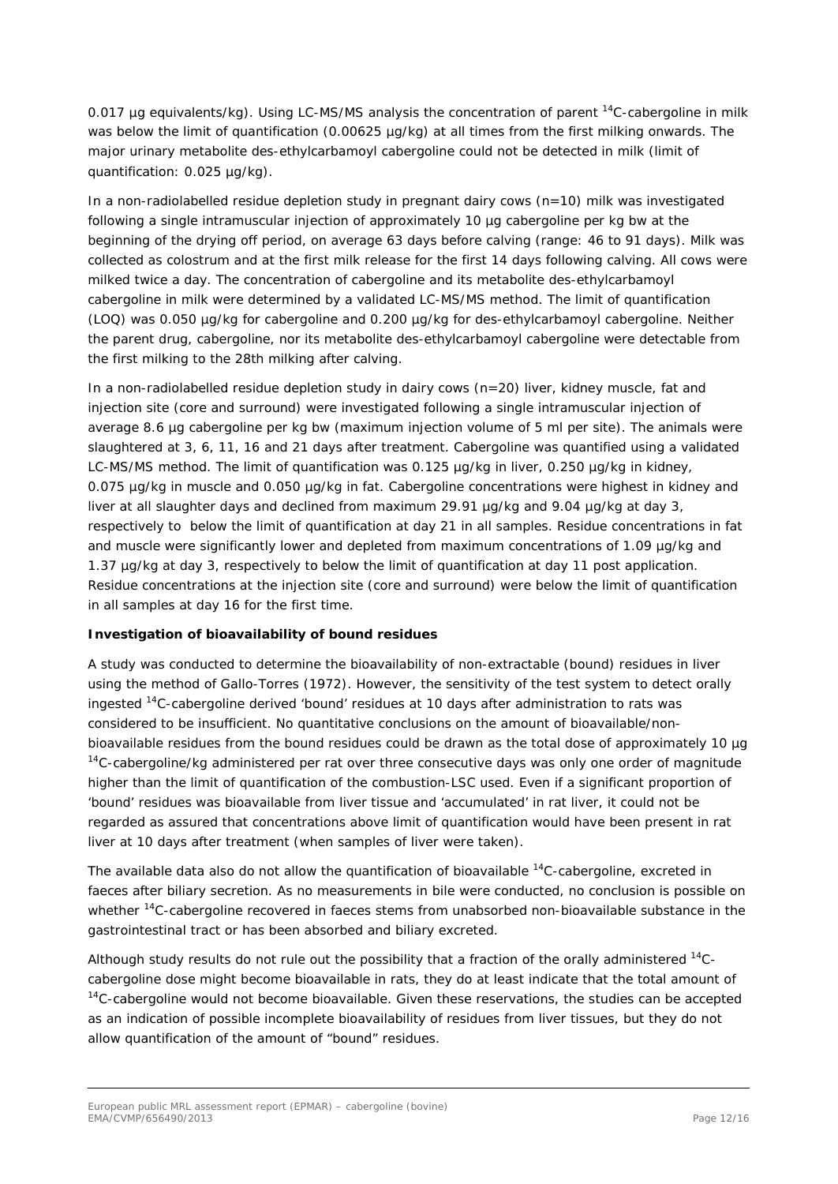0.017 µg equivalents/kg). Using LC-MS/MS analysis the concentration of parent $^{14}C$-cabergoline in milk was below the limit of quantification (0.00625 µg/kg) at all times from the first milking onwards. The major urinary metabolite des-ethylcarbamoyl cabergoline could not be detected in milk (limit of quantification: 0.025 µg/kg).

In a non-radiolabelled residue depletion study in pregnant dairy cows (n=10) milk was investigated following a single intramuscular injection of approximately 10 µg cabergoline per kg bw at the beginning of the drying off period, on average 63 days before calving (range: 46 to 91 days). Milk was collected as colostrum and at the first milk release for the first 14 days following calving. All cows were milked twice a day. The concentration of cabergoline and its metabolite des-ethylcarbamoyl cabergoline in milk were determined by a validated LC-MS/MS method. The limit of quantification (LOQ) was 0.050 µg/kg for cabergoline and 0.200 µg/kg for des-ethylcarbamoyl cabergoline. Neither the parent drug, cabergoline, nor its metabolite des-ethylcarbamoyl cabergoline were detectable from the first milking to the 28th milking after calving.

In a non-radiolabelled residue depletion study in dairy cows (n=20) liver, kidney muscle, fat and injection site (core and surround) were investigated following a single intramuscular injection of average 8.6 µg cabergoline per kg bw (maximum injection volume of 5 ml per site). The animals were slaughtered at 3, 6, 11, 16 and 21 days after treatment. Cabergoline was quantified using a validated LC-MS/MS method. The limit of quantification was 0.125 µg/kg in liver, 0.250 µg/kg in kidney, 0.075 µg/kg in muscle and 0.050 µg/kg in fat. Cabergoline concentrations were highest in kidney and liver at all slaughter days and declined from maximum 29.91 µg/kg and 9.04 µg/kg at day 3, respectively to below the limit of quantification at day 21 in all samples. Residue concentrations in fat and muscle were significantly lower and depleted from maximum concentrations of 1.09 µg/kg and 1.37 µg/kg at day 3, respectively to below the limit of quantification at day 11 post application. Residue concentrations at the injection site (core and surround) were below the limit of quantification in all samples at day 16 for the first time.

**Investigation of bioavailability of bound residues**

A study was conducted to determine the bioavailability of non-extractable (bound) residues in liver using the method of Gallo-Torres (1972). However, the sensitivity of the test system to detect orally ingested $^{14}C$-cabergoline derived 'bound' residues at 10 days after administration to rats was considered to be insufficient. No quantitative conclusions on the amount of bioavailable/non-bioavailable residues from the bound residues could be drawn as the total dose of approximately 10 µg $^{14}C$-cabergoline/kg administered per rat over three consecutive days was only one order of magnitude higher than the limit of quantification of the combustion-LSC used. Even if a significant proportion of 'bound' residues was bioavailable from liver tissue and 'accumulated' in rat liver, it could not be regarded as assured that concentrations above limit of quantification would have been present in rat liver at 10 days after treatment (when samples of liver were taken).

The available data also do not allow the quantification of bioavailable $^{14}C$-cabergoline, excreted in faeces after biliary secretion. As no measurements in bile were conducted, no conclusion is possible on whether $^{14}C$-cabergoline recovered in faeces stems from unabsorbed non-bioavailable substance in the gastrointestinal tract or has been absorbed and biliary excreted.

Although study results do not rule out the possibility that a fraction of the orally administered $^{14}C$-cabergoline dose might become bioavailable in rats, they do at least indicate that the total amount of $^{14}C$-cabergoline would not become bioavailable. Given these reservations, the studies can be accepted as an indication of possible incomplete bioavailability of residues from liver tissues, but they do not allow quantification of the amount of "bound" residues.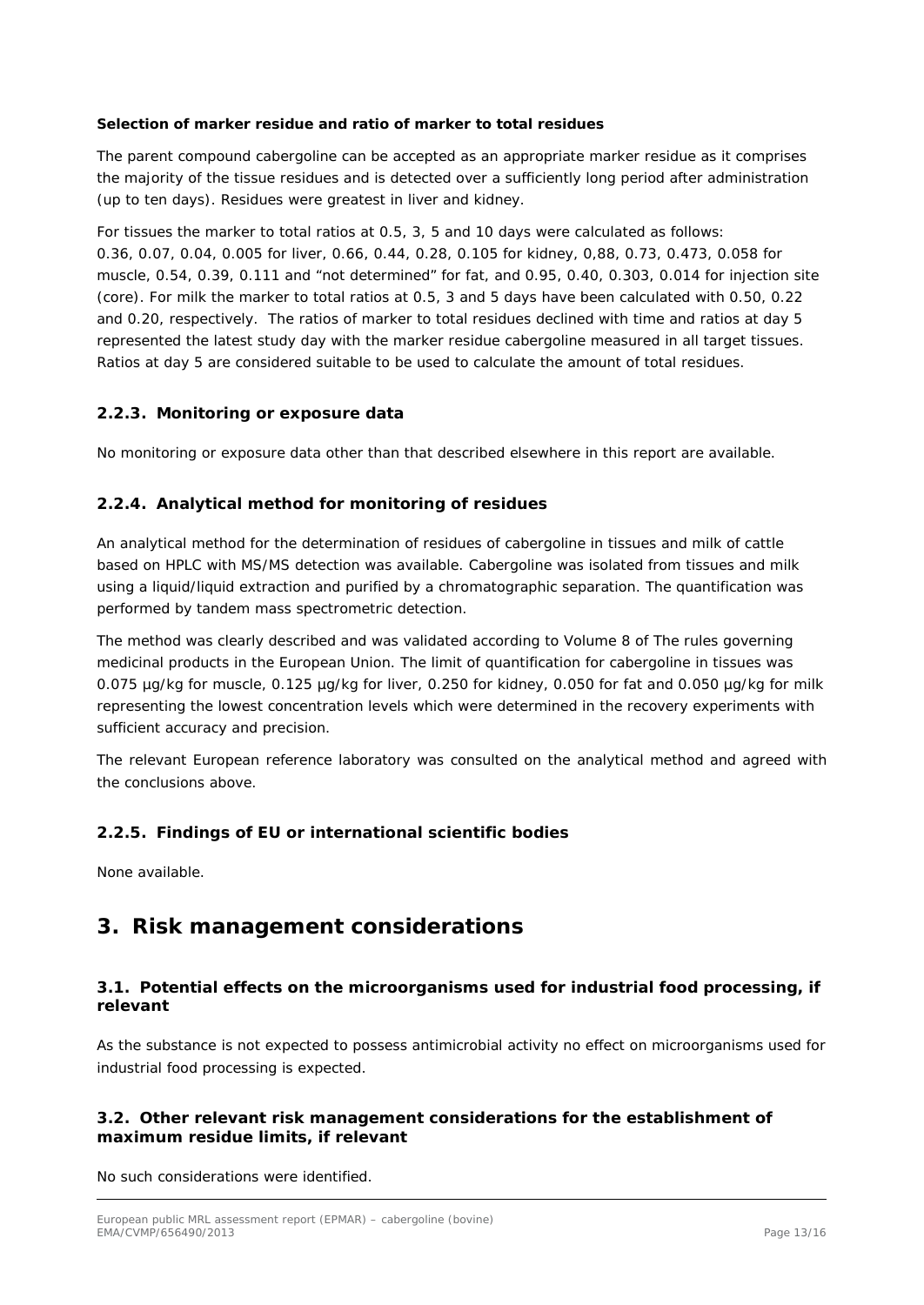**Selection of marker residue and ratio of marker to total residues**

The parent compound cabergoline can be accepted as an appropriate marker residue as it comprises the majority of the tissue residues and is detected over a sufficiently long period after administration (up to ten days). Residues were greatest in liver and kidney.

For tissues the marker to total ratios at 0.5, 3, 5 and 10 days were calculated as follows: 0.36, 0.07, 0.04, 0.005 for liver, 0.66, 0.44, 0.28, 0.105 for kidney, 0,88, 0.73, 0.473, 0.058 for muscle, 0.54, 0.39, 0.111 and "not determined" for fat, and 0.95, 0.40, 0.303, 0.014 for injection site (core). For milk the marker to total ratios at 0.5, 3 and 5 days have been calculated with 0.50, 0.22 and 0.20, respectively. The ratios of marker to total residues declined with time and ratios at day 5 represented the latest study day with the marker residue cabergoline measured in all target tissues. Ratios at day 5 are considered suitable to be used to calculate the amount of total residues.

### 2.2.3. Monitoring or exposure data

No monitoring or exposure data other than that described elsewhere in this report are available.

### 2.2.4. Analytical method for monitoring of residues

An analytical method for the determination of residues of cabergoline in tissues and milk of cattle based on HPLC with MS/MS detection was available. Cabergoline was isolated from tissues and milk using a liquid/liquid extraction and purified by a chromatographic separation. The quantification was performed by tandem mass spectrometric detection.

The method was clearly described and was validated according to Volume 8 of The rules governing medicinal products in the European Union. The limit of quantification for cabergoline in tissues was 0.075 µg/kg for muscle, 0.125 µg/kg for liver, 0.250 for kidney, 0.050 for fat and 0.050 µg/kg for milk representing the lowest concentration levels which were determined in the recovery experiments with sufficient accuracy and precision.

The relevant European reference laboratory was consulted on the analytical method and agreed with the conclusions above.

### 2.2.5. Findings of EU or international scientific bodies

None available.

# 3. Risk management considerations

### 3.1. Potential effects on the microorganisms used for industrial food processing, if relevant

As the substance is not expected to possess antimicrobial activity no effect on microorganisms used for industrial food processing is expected.

### 3.2. Other relevant risk management considerations for the establishment of maximum residue limits, if relevant

No such considerations were identified.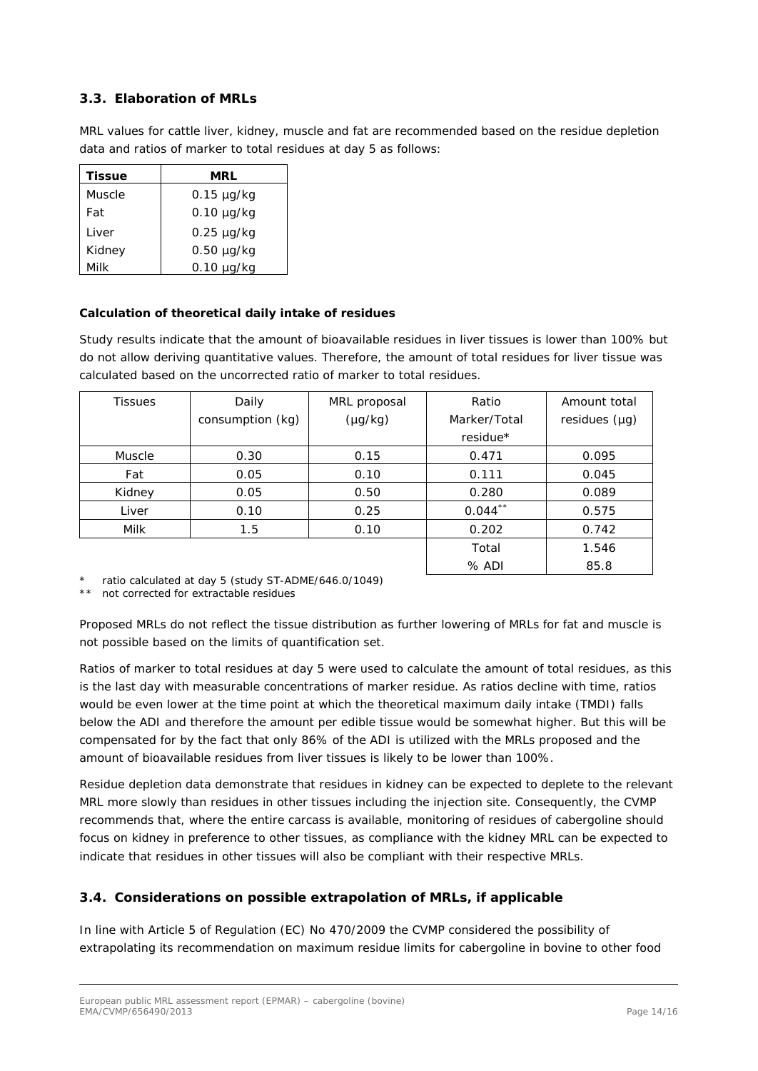## 3.3. Elaboration of MRLs

MRL values for cattle liver, kidney, muscle and fat are recommended based on the residue depletion data and ratios of marker to total residues at day 5 as follows:

| Tissue | MRL |
|---|---|
| Muscle | 0.15 µg/kg |
| Fat | 0.10 µg/kg |
| Liver | 0.25 µg/kg |
| Kidney | 0.50 µg/kg |
| Milk | 0.10 µg/kg |

**Calculation of theoretical daily intake of residues**

Study results indicate that the amount of bioavailable residues in liver tissues is lower than 100% but do not allow deriving quantitative values. Therefore, the amount of total residues for liver tissue was calculated based on the uncorrected ratio of marker to total residues.

| Tissues | Daily consumption (kg) | MRL proposal (µg/kg) | Ratio Marker/Total residue* | Amount total residues (µg) |
|---|---|---|---|---|
| Muscle | 0.30 | 0.15 | 0.471 | 0.095 |
| Fat | 0.05 | 0.10 | 0.111 | 0.045 |
| Kidney | 0.05 | 0.50 | 0.280 | 0.089 |
| Liver | 0.10 | 0.25 | 0.044** | 0.575 |
| Milk | 1.5 | 0.10 | 0.202 | 0.742 |
| | | | Total | 1.546 |
| | | | % ADI | 85.8 |

\* ratio calculated at day 5 (study ST-ADME/646.0/1049)

\*\* not corrected for extractable residues

Proposed MRLs do not reflect the tissue distribution as further lowering of MRLs for fat and muscle is not possible based on the limits of quantification set.

Ratios of marker to total residues at day 5 were used to calculate the amount of total residues, as this is the last day with measurable concentrations of marker residue. As ratios decline with time, ratios would be even lower at the time point at which the theoretical maximum daily intake (TMDI) falls below the ADI and therefore the amount per edible tissue would be somewhat higher. But this will be compensated for by the fact that only 86% of the ADI is utilized with the MRLs proposed and the amount of bioavailable residues from liver tissues is likely to be lower than 100%.

Residue depletion data demonstrate that residues in kidney can be expected to deplete to the relevant MRL more slowly than residues in other tissues including the injection site. Consequently, the CVMP recommends that, where the entire carcass is available, monitoring of residues of cabergoline should focus on kidney in preference to other tissues, as compliance with the kidney MRL can be expected to indicate that residues in other tissues will also be compliant with their respective MRLs.

## 3.4. Considerations on possible extrapolation of MRLs, if applicable

In line with Article 5 of Regulation (EC) No 470/2009 the CVMP considered the possibility of extrapolating its recommendation on maximum residue limits for cabergoline in bovine to other food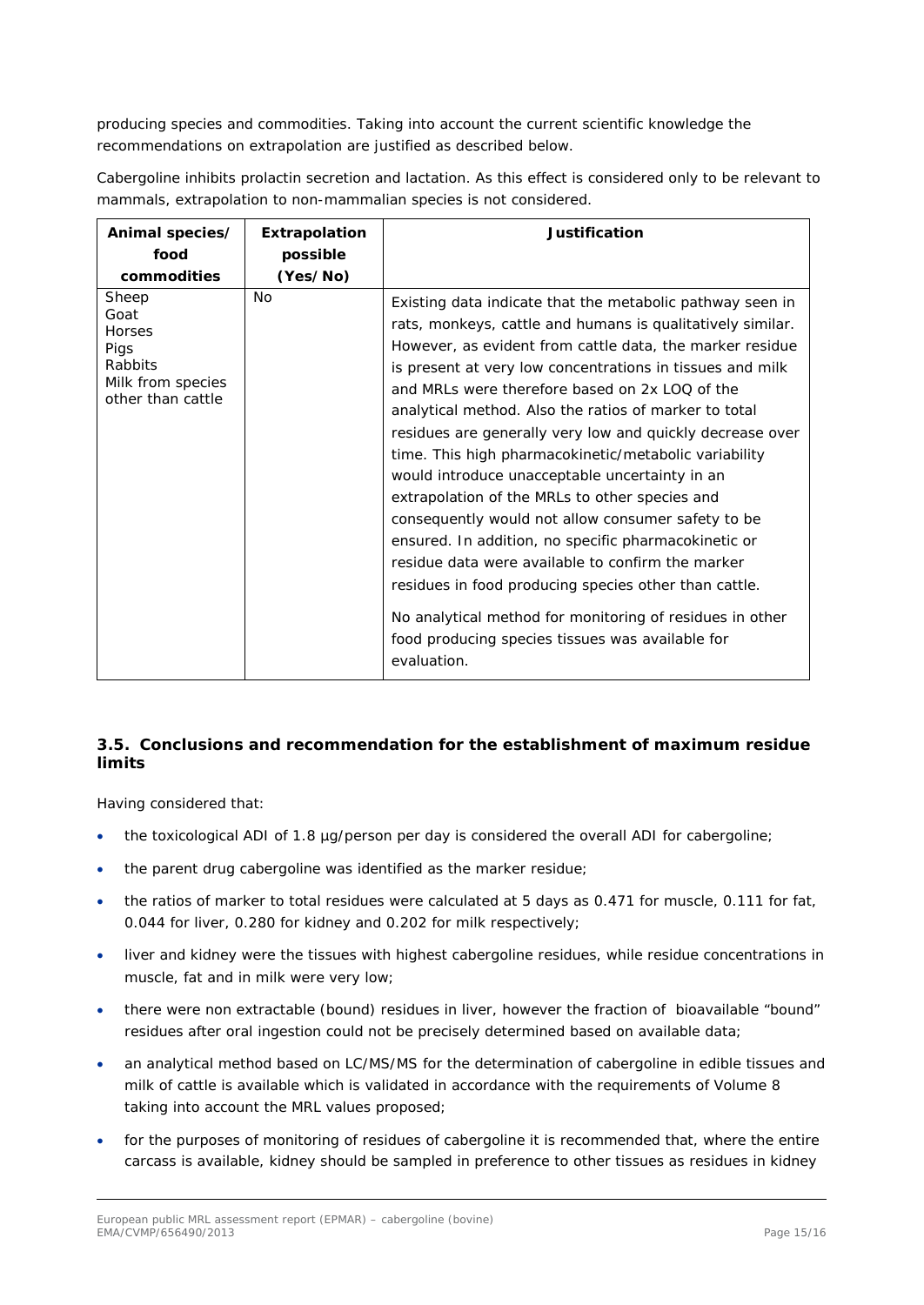producing species and commodities. Taking into account the current scientific knowledge the recommendations on extrapolation are justified as described below.

Cabergoline inhibits prolactin secretion and lactation. As this effect is considered only to be relevant to mammals, extrapolation to non-mammalian species is not considered.

| Animal species/ food commodities | Extrapolation possible (Yes/No) | Justification |
|---|---|---|
| Sheep<br>Goat<br>Horses<br>Pigs<br>Rabbits<br>Milk from species other than cattle | No | Existing data indicate that the metabolic pathway seen in rats, monkeys, cattle and humans is qualitatively similar. However, as evident from cattle data, the marker residue is present at very low concentrations in tissues and milk and MRLs were therefore based on 2x LOQ of the analytical method. Also the ratios of marker to total residues are generally very low and quickly decrease over time. This high pharmacokinetic/metabolic variability would introduce unacceptable uncertainty in an extrapolation of the MRLs to other species and consequently would not allow consumer safety to be ensured. In addition, no specific pharmacokinetic or residue data were available to confirm the marker residues in food producing species other than cattle.<br><br>No analytical method for monitoring of residues in other food producing species tissues was available for evaluation. |

### 3.5. Conclusions and recommendation for the establishment of maximum residue limits

Having considered that:

- the toxicological ADI of 1.8 µg/person per day is considered the overall ADI for cabergoline;
- the parent drug cabergoline was identified as the marker residue;
- the ratios of marker to total residues were calculated at 5 days as 0.471 for muscle, 0.111 for fat, 0.044 for liver, 0.280 for kidney and 0.202 for milk respectively;
- liver and kidney were the tissues with highest cabergoline residues, while residue concentrations in muscle, fat and in milk were very low;
- there were non extractable (bound) residues in liver, however the fraction of bioavailable "bound" residues after oral ingestion could not be precisely determined based on available data;
- an analytical method based on LC/MS/MS for the determination of cabergoline in edible tissues and milk of cattle is available which is validated in accordance with the requirements of Volume 8 taking into account the MRL values proposed;
- for the purposes of monitoring of residues of cabergoline it is recommended that, where the entire carcass is available, kidney should be sampled in preference to other tissues as residues in kidney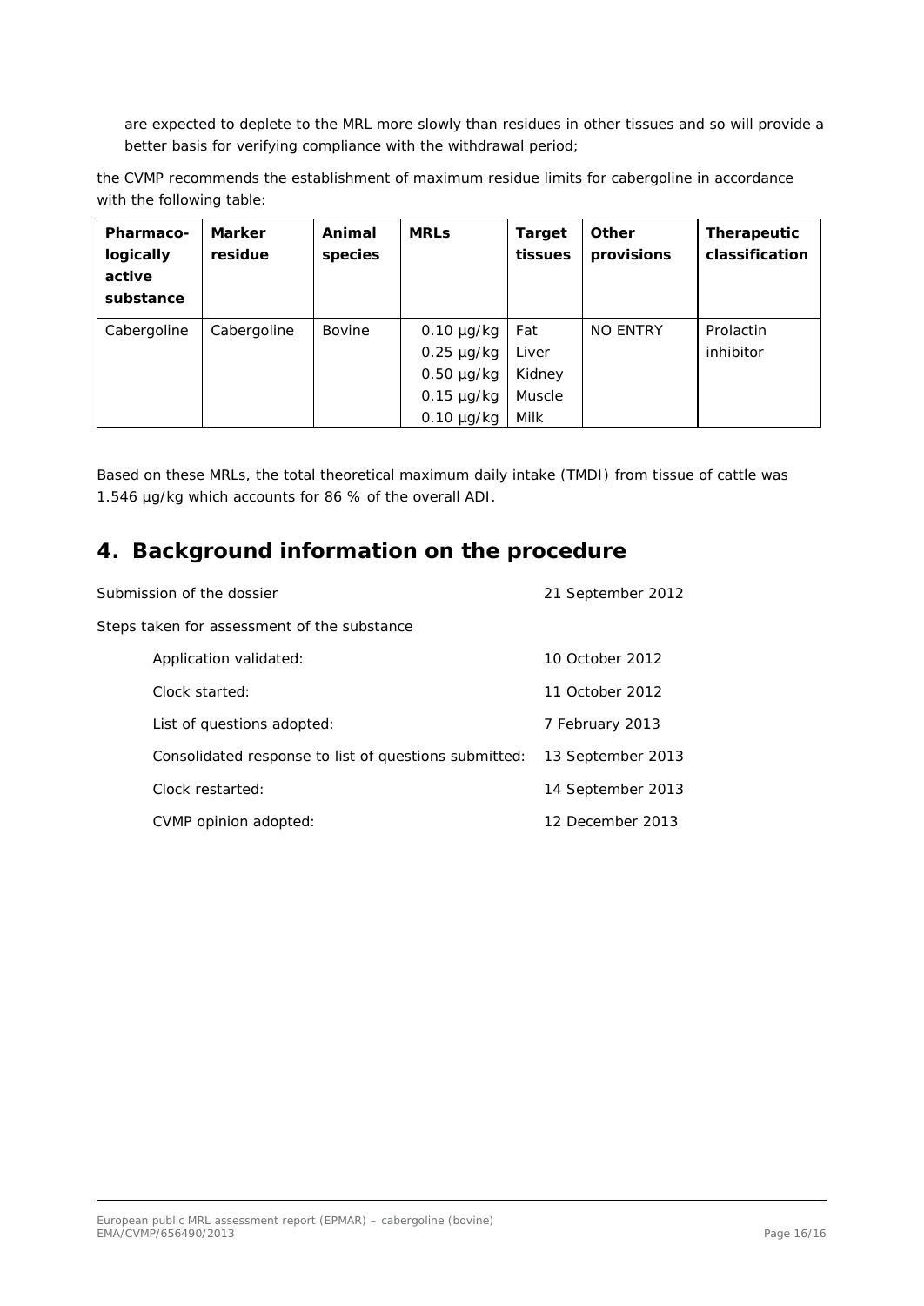are expected to deplete to the MRL more slowly than residues in other tissues and so will provide a better basis for verifying compliance with the withdrawal period;

the CVMP recommends the establishment of maximum residue limits for cabergoline in accordance with the following table:

| Pharmaco-logically active substance | Marker residue | Animal species | MRLs | Target tissues | Other provisions | Therapeutic classification |
|---|---|---|---|---|---|---|
| Cabergoline | Cabergoline | Bovine | 0.10 µg/kg<br>0.25 µg/kg<br>0.50 µg/kg<br>0.15 µg/kg<br>0.10 µg/kg | Fat<br>Liver<br>Kidney<br>Muscle<br>Milk | NO ENTRY | Prolactin inhibitor |

Based on these MRLs, the total theoretical maximum daily intake (TMDI) from tissue of cattle was 1.546 µg/kg which accounts for 86 % of the overall ADI.

## 4. Background information on the procedure

| | |
|---|---|
| Submission of the dossier | 21 September 2012 |
| Steps taken for assessment of the substance | |
| Application validated: | 10 October 2012 |
| Clock started: | 11 October 2012 |
| List of questions adopted: | 7 February 2013 |
| Consolidated response to list of questions submitted: | 13 September 2013 |
| Clock restarted: | 14 September 2013 |
| CVMP opinion adopted: | 12 December 2013 |